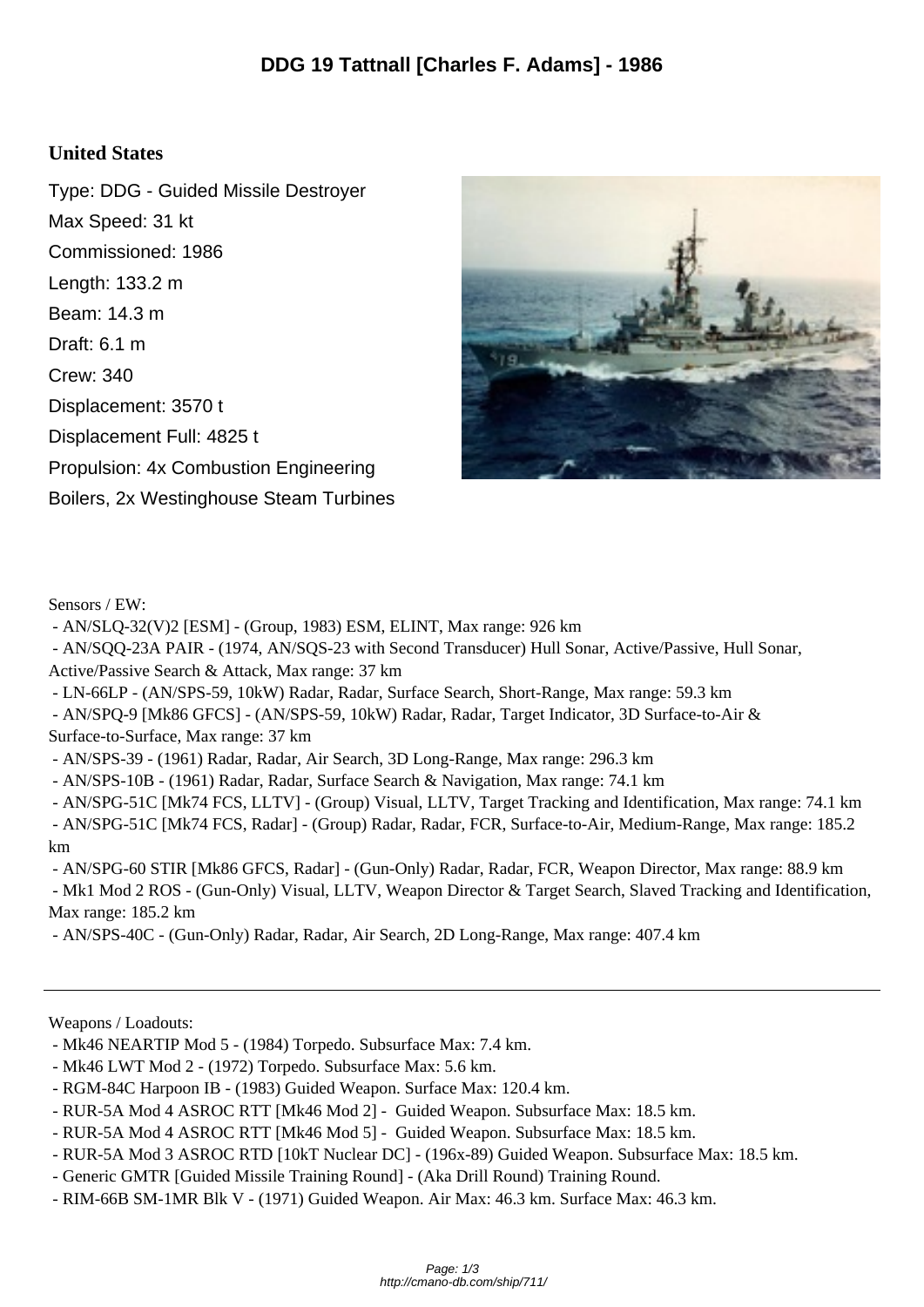# DDG 19 Tattnall [Charles F. Adams] - 1986

## United States

Type: DDG - Guided Missile Destroyer
Max Speed: 31 kt
Commissioned: 1986
Length: 133.2 m
Beam: 14.3 m
Draft: 6.1 m
Crew: 340
Displacement: 3570 t
Displacement Full: 4825 t
Propulsion: 4x Combustion Engineering Boilers, 2x Westinghouse Steam Turbines

Sensors / EW:

- AN/SLQ-32(V)2 [ESM] - (Group, 1983) ESM, ELINT, Max range: 926 km
- AN/SQQ-23A PAIR - (1974, AN/SQS-23 with Second Transducer) Hull Sonar, Active/Passive, Hull Sonar, Active/Passive Search & Attack, Max range: 37 km
- LN-66LP - (AN/SPS-59, 10kW) Radar, Radar, Surface Search, Short-Range, Max range: 59.3 km
- AN/SPQ-9 [Mk86 GFCS] - (AN/SPS-59, 10kW) Radar, Radar, Target Indicator, 3D Surface-to-Air & Surface-to-Surface, Max range: 37 km
- AN/SPS-39 - (1961) Radar, Radar, Air Search, 3D Long-Range, Max range: 296.3 km
- AN/SPS-10B - (1961) Radar, Radar, Surface Search & Navigation, Max range: 74.1 km
- AN/SPG-51C [Mk74 FCS, LLTV] - (Group) Visual, LLTV, Target Tracking and Identification, Max range: 74.1 km
- AN/SPG-51C [Mk74 FCS, Radar] - (Group) Radar, Radar, FCR, Surface-to-Air, Medium-Range, Max range: 185.2 km
- AN/SPG-60 STIR [Mk86 GFCS, Radar] - (Gun-Only) Radar, Radar, FCR, Weapon Director, Max range: 88.9 km
- Mk1 Mod 2 ROS - (Gun-Only) Visual, LLTV, Weapon Director & Target Search, Slaved Tracking and Identification, Max range: 185.2 km
- AN/SPS-40C - (Gun-Only) Radar, Radar, Air Search, 2D Long-Range, Max range: 407.4 km

---

Weapons / Loadouts:

- Mk46 NEARTIP Mod 5 - (1984) Torpedo. Subsurface Max: 7.4 km.
- Mk46 LWT Mod 2 - (1972) Torpedo. Subsurface Max: 5.6 km.
- RGM-84C Harpoon IB - (1983) Guided Weapon. Surface Max: 120.4 km.
- RUR-5A Mod 4 ASROC RTT [Mk46 Mod 2] - Guided Weapon. Subsurface Max: 18.5 km.
- RUR-5A Mod 4 ASROC RTT [Mk46 Mod 5] - Guided Weapon. Subsurface Max: 18.5 km.
- RUR-5A Mod 3 ASROC RTD [10kT Nuclear DC] - (196x-89) Guided Weapon. Subsurface Max: 18.5 km.
- Generic GMTR [Guided Missile Training Round] - (Aka Drill Round) Training Round.
- RIM-66B SM-1MR Blk V - (1971) Guided Weapon. Air Max: 46.3 km. Surface Max: 46.3 km.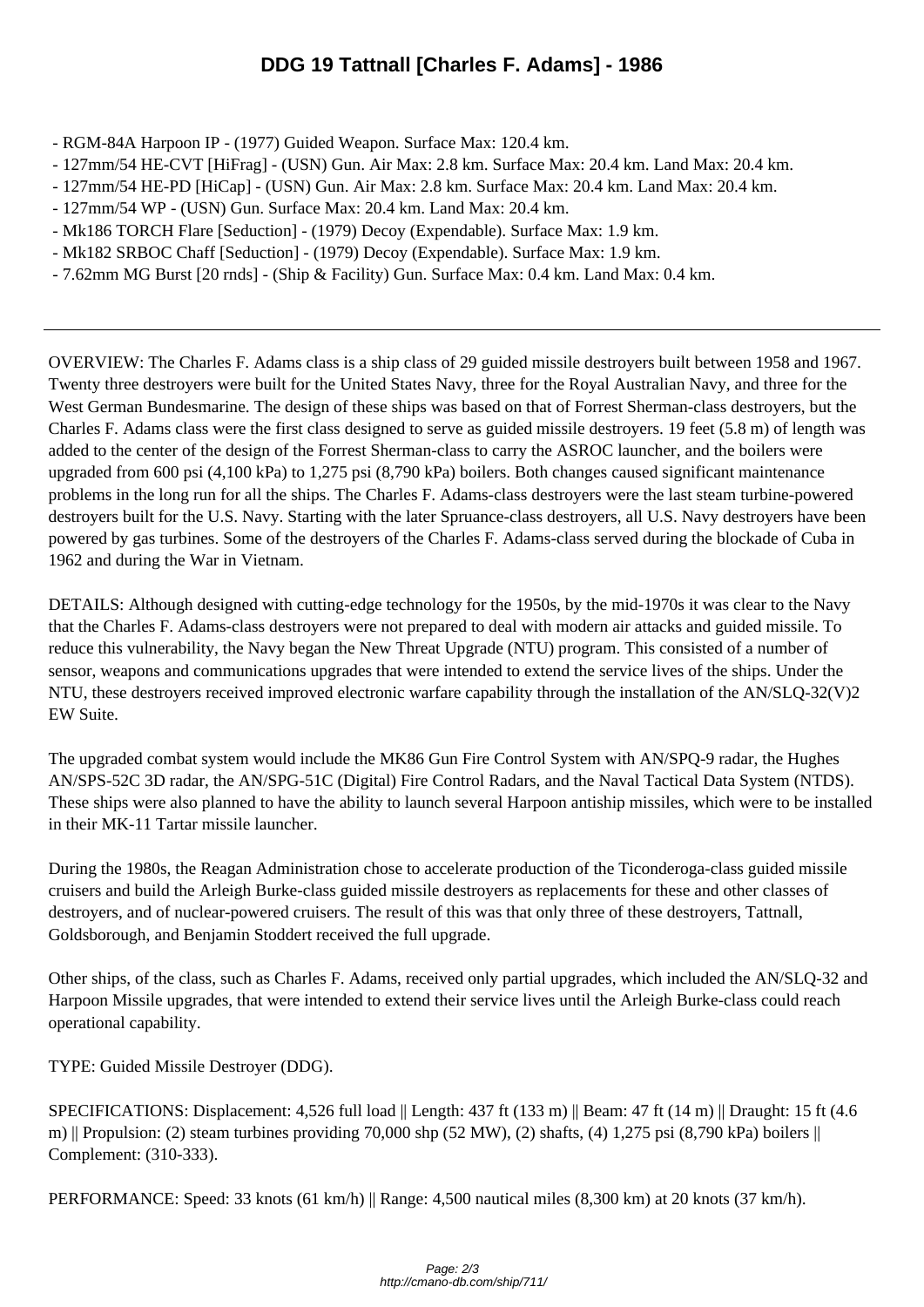- RGM-84A Harpoon IP - (1977) Guided Weapon. Surface Max: 120.4 km.
- 127mm/54 HE-CVT [HiFrag] - (USN) Gun. Air Max: 2.8 km. Surface Max: 20.4 km. Land Max: 20.4 km.
- 127mm/54 HE-PD [HiCap] - (USN) Gun. Air Max: 2.8 km. Surface Max: 20.4 km. Land Max: 20.4 km.
- 127mm/54 WP - (USN) Gun. Surface Max: 20.4 km. Land Max: 20.4 km.
- Mk186 TORCH Flare [Seduction] - (1979) Decoy (Expendable). Surface Max: 1.9 km.
- Mk182 SRBOC Chaff [Seduction] - (1979) Decoy (Expendable). Surface Max: 1.9 km.
- 7.62mm MG Burst [20 rnds] - (Ship & Facility) Gun. Surface Max: 0.4 km. Land Max: 0.4 km.

---

OVERVIEW: The Charles F. Adams class is a ship class of 29 guided missile destroyers built between 1958 and 1967. Twenty three destroyers were built for the United States Navy, three for the Royal Australian Navy, and three for the West German Bundesmarine. The design of these ships was based on that of Forrest Sherman-class destroyers, but the Charles F. Adams class were the first class designed to serve as guided missile destroyers. 19 feet (5.8 m) of length was added to the center of the design of the Forrest Sherman-class to carry the ASROC launcher, and the boilers were upgraded from 600 psi (4,100 kPa) to 1,275 psi (8,790 kPa) boilers. Both changes caused significant maintenance problems in the long run for all the ships. The Charles F. Adams-class destroyers were the last steam turbine-powered destroyers built for the U.S. Navy. Starting with the later Spruance-class destroyers, all U.S. Navy destroyers have been powered by gas turbines. Some of the destroyers of the Charles F. Adams-class served during the blockade of Cuba in 1962 and during the War in Vietnam.

DETAILS: Although designed with cutting-edge technology for the 1950s, by the mid-1970s it was clear to the Navy that the Charles F. Adams-class destroyers were not prepared to deal with modern air attacks and guided missile. To reduce this vulnerability, the Navy began the New Threat Upgrade (NTU) program. This consisted of a number of sensor, weapons and communications upgrades that were intended to extend the service lives of the ships. Under the NTU, these destroyers received improved electronic warfare capability through the installation of the AN/SLQ-32(V)2 EW Suite.

The upgraded combat system would include the MK86 Gun Fire Control System with AN/SPQ-9 radar, the Hughes AN/SPS-52C 3D radar, the AN/SPG-51C (Digital) Fire Control Radars, and the Naval Tactical Data System (NTDS). These ships were also planned to have the ability to launch several Harpoon antiship missiles, which were to be installed in their MK-11 Tartar missile launcher.

During the 1980s, the Reagan Administration chose to accelerate production of the Ticonderoga-class guided missile cruisers and build the Arleigh Burke-class guided missile destroyers as replacements for these and other classes of destroyers, and of nuclear-powered cruisers. The result of this was that only three of these destroyers, Tattnall, Goldsborough, and Benjamin Stoddert received the full upgrade.

Other ships, of the class, such as Charles F. Adams, received only partial upgrades, which included the AN/SLQ-32 and Harpoon Missile upgrades, that were intended to extend their service lives until the Arleigh Burke-class could reach operational capability.

TYPE: Guided Missile Destroyer (DDG).

SPECIFICATIONS: Displacement: 4,526 full load || Length: 437 ft (133 m) || Beam: 47 ft (14 m) || Draught: 15 ft (4.6 m) || Propulsion: (2) steam turbines providing 70,000 shp (52 MW), (2) shafts, (4) 1,275 psi (8,790 kPa) boilers || Complement: (310-333).

PERFORMANCE: Speed: 33 knots (61 km/h) || Range: 4,500 nautical miles (8,300 km) at 20 knots (37 km/h).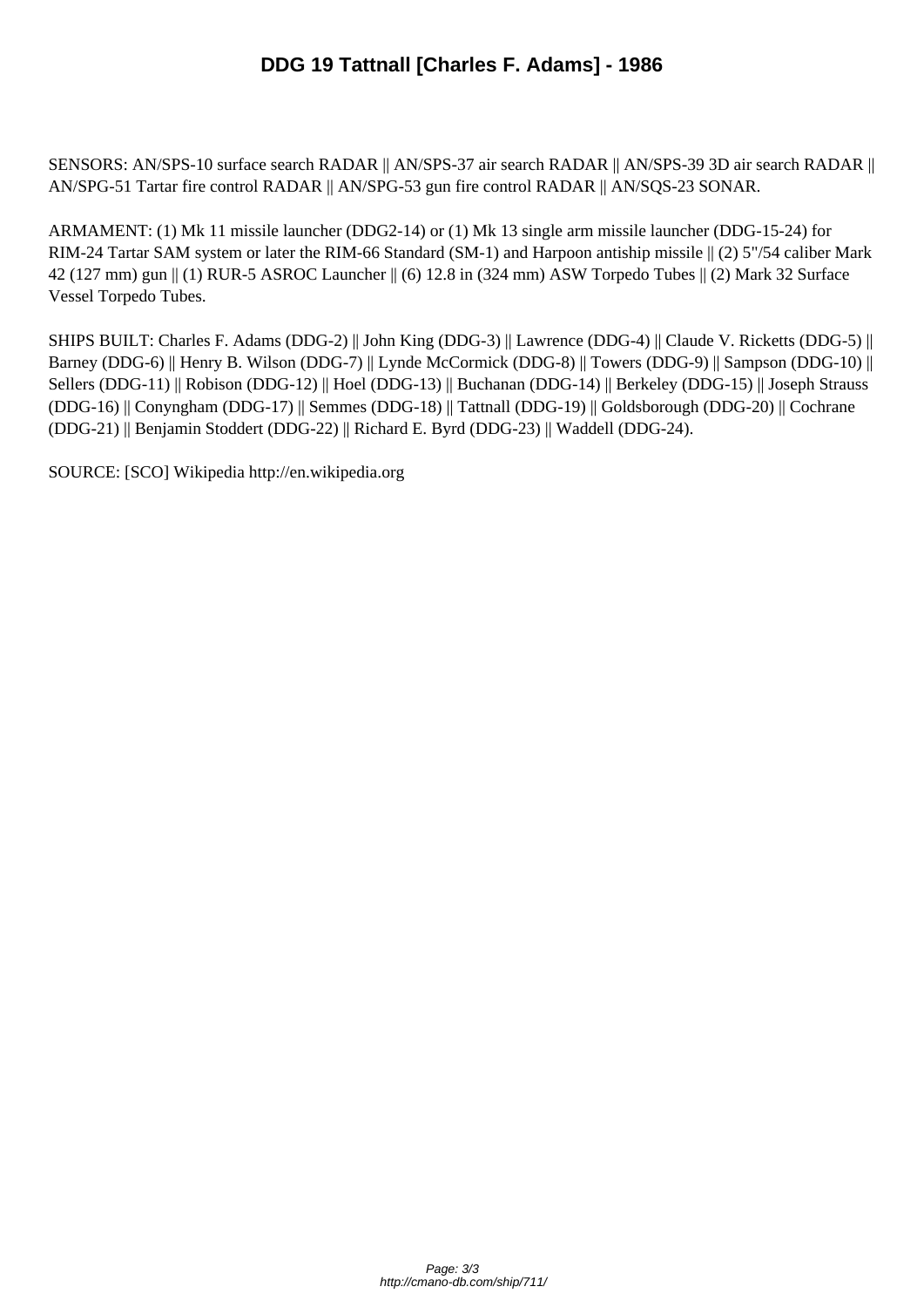SENSORS: AN/SPS-10 surface search RADAR || AN/SPS-37 air search RADAR || AN/SPS-39 3D air search RADAR || AN/SPG-51 Tartar fire control RADAR || AN/SPG-53 gun fire control RADAR || AN/SQS-23 SONAR.

ARMAMENT: (1) Mk 11 missile launcher (DDG2-14) or (1) Mk 13 single arm missile launcher (DDG-15-24) for RIM-24 Tartar SAM system or later the RIM-66 Standard (SM-1) and Harpoon antiship missile || (2) 5"/54 caliber Mark 42 (127 mm) gun || (1) RUR-5 ASROC Launcher || (6) 12.8 in (324 mm) ASW Torpedo Tubes || (2) Mark 32 Surface Vessel Torpedo Tubes.

SHIPS BUILT: Charles F. Adams (DDG-2) || John King (DDG-3) || Lawrence (DDG-4) || Claude V. Ricketts (DDG-5) || Barney (DDG-6) || Henry B. Wilson (DDG-7) || Lynde McCormick (DDG-8) || Towers (DDG-9) || Sampson (DDG-10) || Sellers (DDG-11) || Robison (DDG-12) || Hoel (DDG-13) || Buchanan (DDG-14) || Berkeley (DDG-15) || Joseph Strauss (DDG-16) || Conyngham (DDG-17) || Semmes (DDG-18) || Tattnall (DDG-19) || Goldsborough (DDG-20) || Cochrane (DDG-21) || Benjamin Stoddert (DDG-22) || Richard E. Byrd (DDG-23) || Waddell (DDG-24).

SOURCE: [SCO] Wikipedia http://en.wikipedia.org